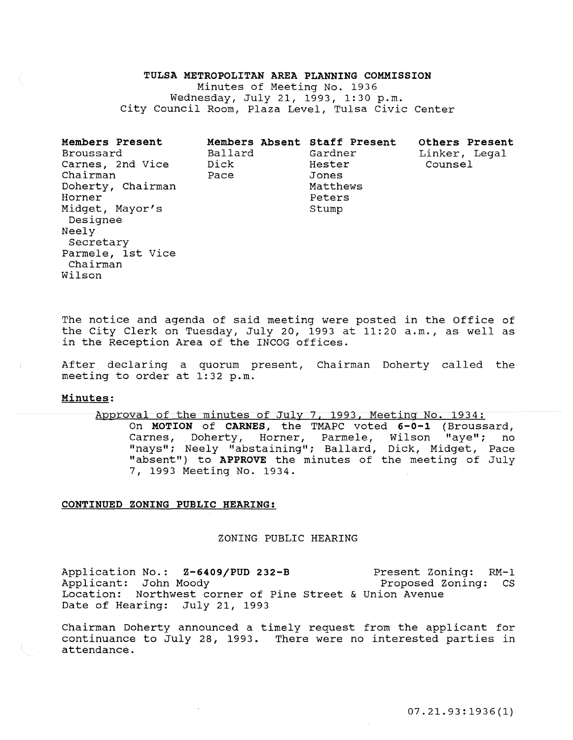# TULSA METROPOLITAN AREA PLANNING COMMISSION

Minutes of Meeting No. 1936
Wednesday, July 21, 1993, 1:30 p.m.
City Council Room, Plaza Level, Tulsa Civic Center

| **Members Present** | **Members Absent** | **Staff Present** | **Others Present** |
|---|---|---|---|
| Broussard | Ballard | Gardner | Linker, Legal Counsel |
| Carnes, 2nd Vice Chairman | Dick | Hester | |
| Doherty, Chairman | Pace | Jones | |
| Horner | | Matthews | |
| Midget, Mayor's Designee | | Peters | |
| Neely Secretary | | Stump | |
| Parmele, 1st Vice Chairman | | | |
| Wilson | | | |

The notice and agenda of said meeting were posted in the Office of the City Clerk on Tuesday, July 20, 1993 at 11:20 a.m., as well as in the Reception Area of the INCOG offices.

After declaring a quorum present, Chairman Doherty called the meeting to order at 1:32 p.m.

**Minutes:**

Approval of the minutes of July 7, 1993, Meeting No. 1934:

On **MOTION** of **CARNES**, the TMAPC voted **6-0-1** (Broussard, Carnes, Doherty, Horner, Parmele, Wilson "aye"; no "nays"; Neely "abstaining"; Ballard, Dick, Midget, Pace "absent") to **APPROVE** the minutes of the meeting of July 7, 1993 Meeting No. 1934.

**CONTINUED ZONING PUBLIC HEARING:**

ZONING PUBLIC HEARING

Application No.: **Z-6409/PUD 232-B** Present Zoning: RM-1
Applicant: John Moody Proposed Zoning: CS
Location: Northwest corner of Pine Street & Union Avenue
Date of Hearing: July 21, 1993

Chairman Doherty announced a timely request from the applicant for continuance to July 28, 1993. There were no interested parties in attendance.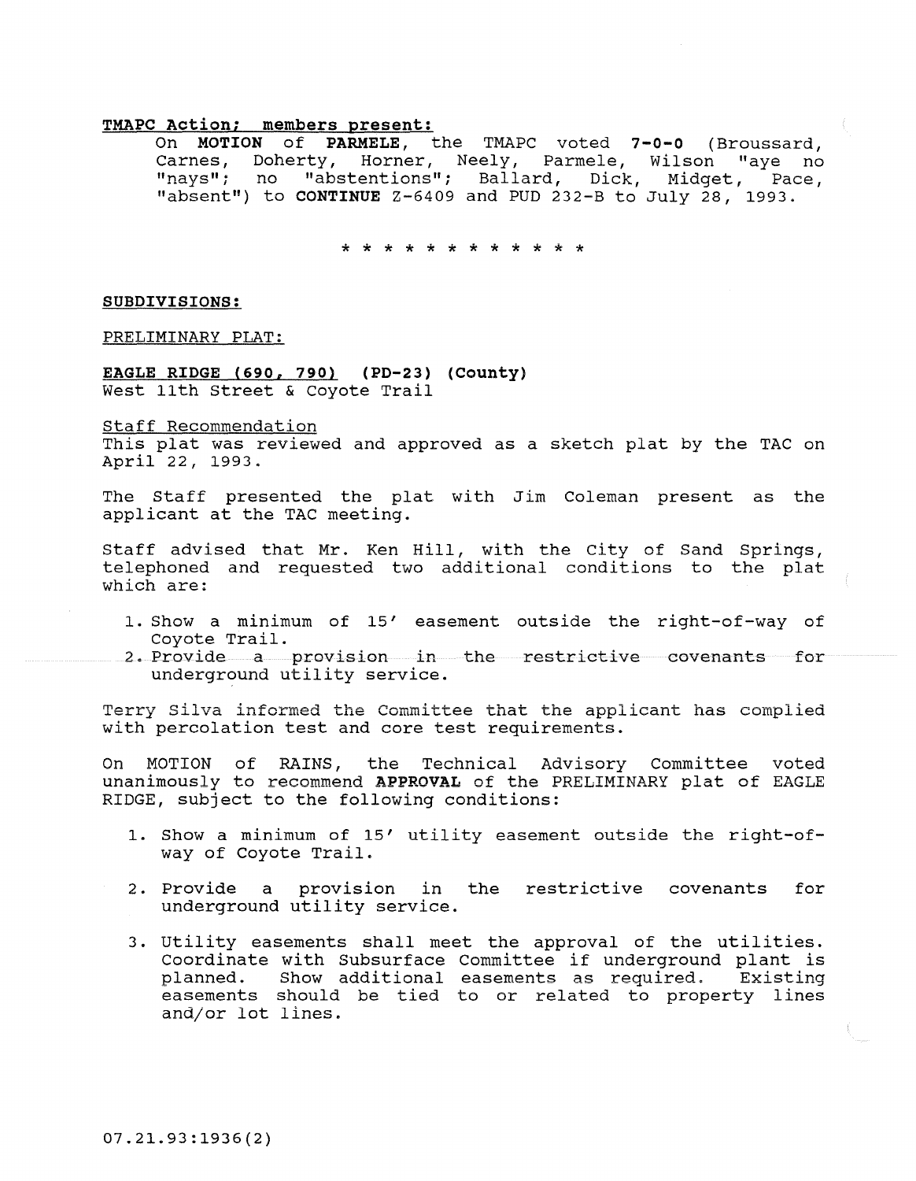**TMAPC Action; members present:**

On **MOTION** of **PARMELE**, the TMAPC voted **7-0-0** (Broussard, Carnes, Doherty, Horner, Neely, Parmele, Wilson "aye no "nays"; no "abstentions"; Ballard, Dick, Midget, Pace, "absent") to **CONTINUE** Z-6409 and PUD 232-B to July 28, 1993.

\* \* \* \* \* \* \* \* \* \* \* \*

**SUBDIVISIONS:**

PRELIMINARY PLAT:

**EAGLE RIDGE (690, 790) (PD-23) (County)**
West 11th Street & Coyote Trail

Staff Recommendation

This plat was reviewed and approved as a sketch plat by the TAC on April 22, 1993.

The Staff presented the plat with Jim Coleman present as the applicant at the TAC meeting.

Staff advised that Mr. Ken Hill, with the City of Sand Springs, telephoned and requested two additional conditions to the plat which are:

1. Show a minimum of 15' easement outside the right-of-way of Coyote Trail.
2. Provide a provision in the restrictive covenants for underground utility service.

Terry Silva informed the Committee that the applicant has complied with percolation test and core test requirements.

On MOTION of RAINS, the Technical Advisory Committee voted unanimously to recommend **APPROVAL** of the PRELIMINARY plat of EAGLE RIDGE, subject to the following conditions:

1. Show a minimum of 15' utility easement outside the right-of-way of Coyote Trail.

2. Provide a provision in the restrictive covenants for underground utility service.

3. Utility easements shall meet the approval of the utilities. Coordinate with Subsurface Committee if underground plant is planned. Show additional easements as required. Existing easements should be tied to or related to property lines and/or lot lines.

07.21.93:1936(2)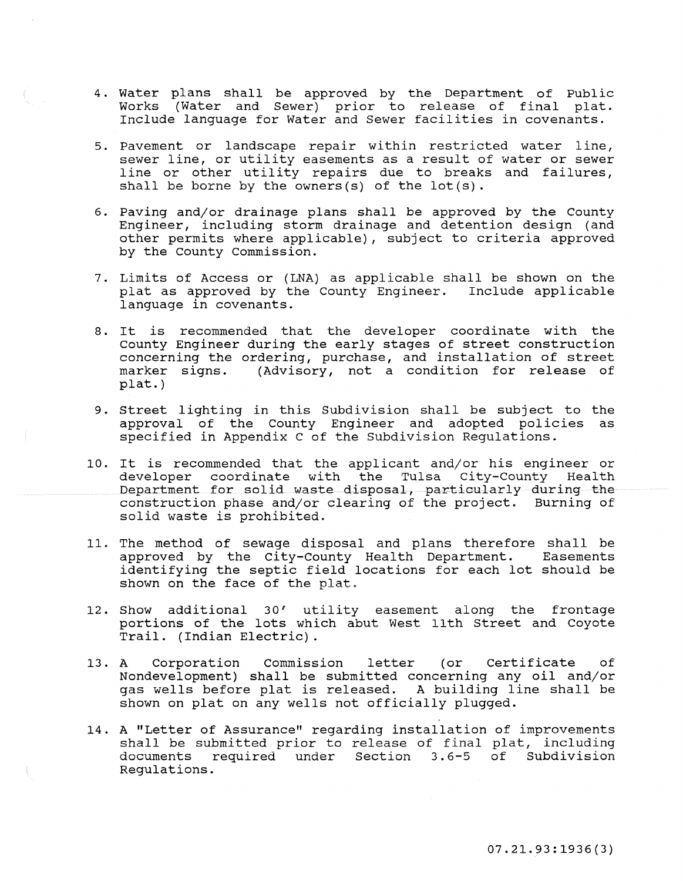4. Water plans shall be approved by the Department of Public Works (Water and Sewer) prior to release of final plat. Include language for Water and Sewer facilities in covenants.

5. Pavement or landscape repair within restricted water line, sewer line, or utility easements as a result of water or sewer line or other utility repairs due to breaks and failures, shall be borne by the owners(s) of the lot(s).

6. Paving and/or drainage plans shall be approved by the County Engineer, including storm drainage and detention design (and other permits where applicable), subject to criteria approved by the County Commission.

7. Limits of Access or (LNA) as applicable shall be shown on the plat as approved by the County Engineer. Include applicable language in covenants.

8. It is recommended that the developer coordinate with the County Engineer during the early stages of street construction concerning the ordering, purchase, and installation of street marker signs. (Advisory, not a condition for release of plat.)

9. Street lighting in this Subdivision shall be subject to the approval of the County Engineer and adopted policies as specified in Appendix C of the Subdivision Regulations.

10. It is recommended that the applicant and/or his engineer or developer coordinate with the Tulsa City-County Health Department for solid waste disposal, particularly during the construction phase and/or clearing of the project. Burning of solid waste is prohibited.

11. The method of sewage disposal and plans therefore shall be approved by the City-County Health Department. Easements identifying the septic field locations for each lot should be shown on the face of the plat.

12. Show additional 30' utility easement along the frontage portions of the lots which abut West 11th Street and Coyote Trail. (Indian Electric).

13. A Corporation Commission letter (or Certificate of Nondevelopment) shall be submitted concerning any oil and/or gas wells before plat is released. A building line shall be shown on plat on any wells not officially plugged.

14. A "Letter of Assurance" regarding installation of improvements shall be submitted prior to release of final plat, including documents required under Section 3.6-5 of Subdivision Regulations.

07.21.93:1936(3)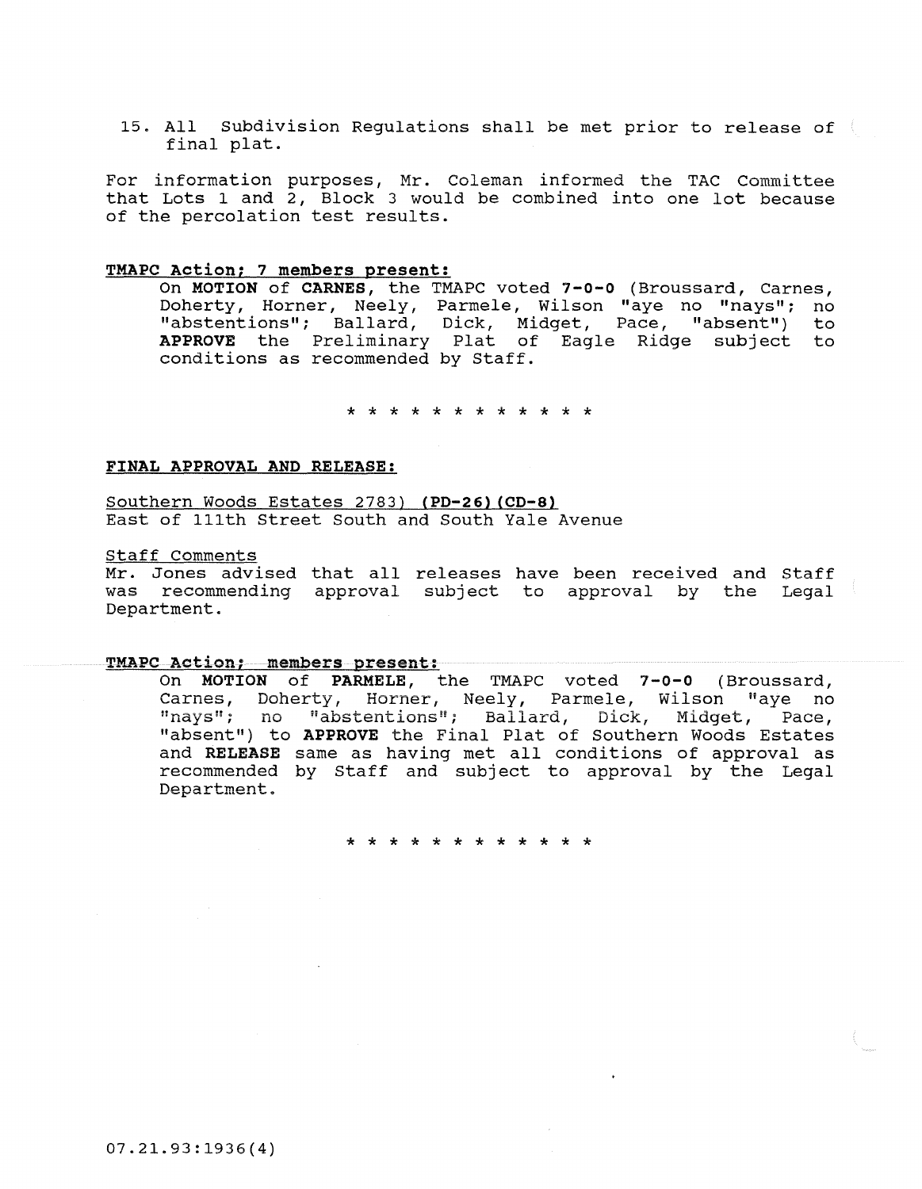15. All Subdivision Regulations shall be met prior to release of final plat.

For information purposes, Mr. Coleman informed the TAC Committee that Lots 1 and 2, Block 3 would be combined into one lot because of the percolation test results.

**TMAPC Action; 7 members present:**

On **MOTION** of **CARNES**, the TMAPC voted **7-0-0** (Broussard, Carnes, Doherty, Horner, Neely, Parmele, Wilson "aye no "nays"; no "abstentions"; Ballard, Dick, Midget, Pace, "absent") to **APPROVE** the Preliminary Plat of Eagle Ridge subject to conditions as recommended by Staff.

* * * * * * * * * * * *

**FINAL APPROVAL AND RELEASE:**

Southern Woods Estates 2783) **(PD-26) (CD-8)**
East of 111th Street South and South Yale Avenue

Staff Comments
Mr. Jones advised that all releases have been received and Staff was recommending approval subject to approval by the Legal Department.

**TMAPC Action; members present:**

On **MOTION** of **PARMELE**, the TMAPC voted **7-0-0** (Broussard, Carnes, Doherty, Horner, Neely, Parmele, Wilson "aye no "nays"; no "abstentions"; Ballard, Dick, Midget, Pace, "absent") to **APPROVE** the Final Plat of Southern Woods Estates and **RELEASE** same as having met all conditions of approval as recommended by Staff and subject to approval by the Legal Department.

* * * * * * * * * * * *

07.21.93:1936(4)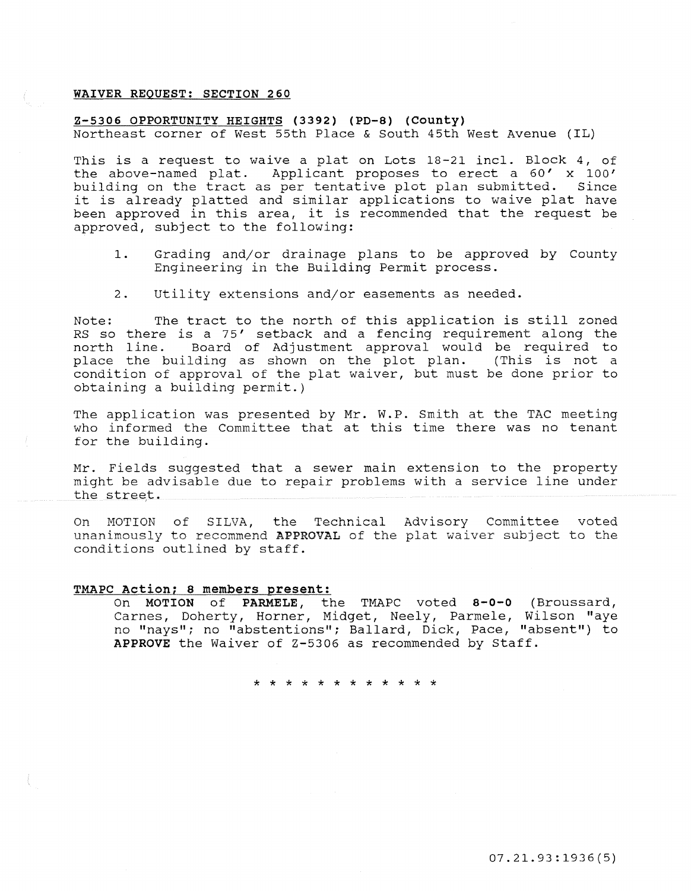**WAIVER REQUEST: SECTION 260**

**Z-5306 OPPORTUNITY HEIGHTS (3392) (PD-8) (County)**
Northeast corner of West 55th Place & South 45th West Avenue (IL)

This is a request to waive a plat on Lots 18-21 incl. Block 4, of the above-named plat. Applicant proposes to erect a 60' x 100' building on the tract as per tentative plot plan submitted. Since it is already platted and similar applications to waive plat have been approved in this area, it is recommended that the request be approved, subject to the following:

1. Grading and/or drainage plans to be approved by County Engineering in the Building Permit process.

2. Utility extensions and/or easements as needed.

Note: The tract to the north of this application is still zoned RS so there is a 75' setback and a fencing requirement along the north line. Board of Adjustment approval would be required to place the building as shown on the plot plan. (This is not a condition of approval of the plat waiver, but must be done prior to obtaining a building permit.)

The application was presented by Mr. W.P. Smith at the TAC meeting who informed the Committee that at this time there was no tenant for the building.

Mr. Fields suggested that a sewer main extension to the property might be advisable due to repair problems with a service line under the street.

On MOTION of SILVA, the Technical Advisory Committee voted unanimously to recommend **APPROVAL** of the plat waiver subject to the conditions outlined by staff.

**TMAPC Action; 8 members present:**

On **MOTION** of **PARMELE**, the TMAPC voted **8-0-0** (Broussard, Carnes, Doherty, Horner, Midget, Neely, Parmele, Wilson "aye no "nays"; no "abstentions"; Ballard, Dick, Pace, "absent") to **APPROVE** the Waiver of Z-5306 as recommended by Staff.

\* \* \* \* \* \* \* \* \* \* \* \*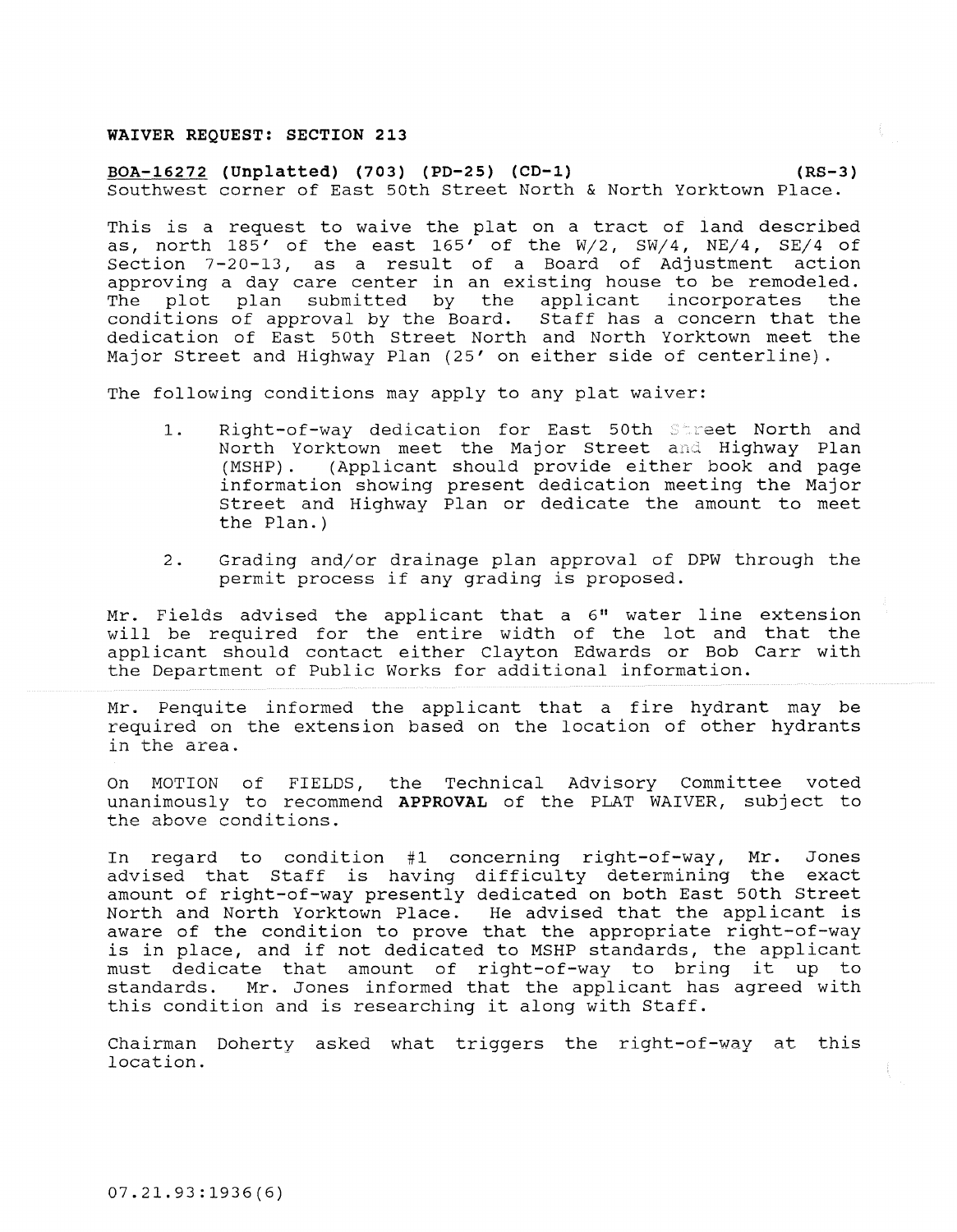**WAIVER REQUEST: SECTION 213**

**BOA-16272 (Unplatted) (703) (PD-25) (CD-1) (RS-3)**
Southwest corner of East 50th Street North & North Yorktown Place.

This is a request to waive the plat on a tract of land described as, north 185' of the east 165' of the W/2, SW/4, NE/4, SE/4 of Section 7-20-13, as a result of a Board of Adjustment action approving a day care center in an existing house to be remodeled. The plot plan submitted by the applicant incorporates the conditions of approval by the Board. Staff has a concern that the dedication of East 50th Street North and North Yorktown meet the Major Street and Highway Plan (25' on either side of centerline).

The following conditions may apply to any plat waiver:

1. Right-of-way dedication for East 50th Street North and North Yorktown meet the Major Street and Highway Plan (MSHP). (Applicant should provide either book and page information showing present dedication meeting the Major Street and Highway Plan or dedicate the amount to meet the Plan.)

2. Grading and/or drainage plan approval of DPW through the permit process if any grading is proposed.

Mr. Fields advised the applicant that a 6" water line extension will be required for the entire width of the lot and that the applicant should contact either Clayton Edwards or Bob Carr with the Department of Public Works for additional information.

Mr. Penquite informed the applicant that a fire hydrant may be required on the extension based on the location of other hydrants in the area.

On MOTION of FIELDS, the Technical Advisory Committee voted unanimously to recommend **APPROVAL** of the PLAT WAIVER, subject to the above conditions.

In regard to condition #1 concerning right-of-way, Mr. Jones advised that Staff is having difficulty determining the exact amount of right-of-way presently dedicated on both East 50th Street North and North Yorktown Place. He advised that the applicant is aware of the condition to prove that the appropriate right-of-way is in place, and if not dedicated to MSHP standards, the applicant must dedicate that amount of right-of-way to bring it up to standards. Mr. Jones informed that the applicant has agreed with this condition and is researching it along with Staff.

Chairman Doherty asked what triggers the right-of-way at this location.

07.21.93:1936(6)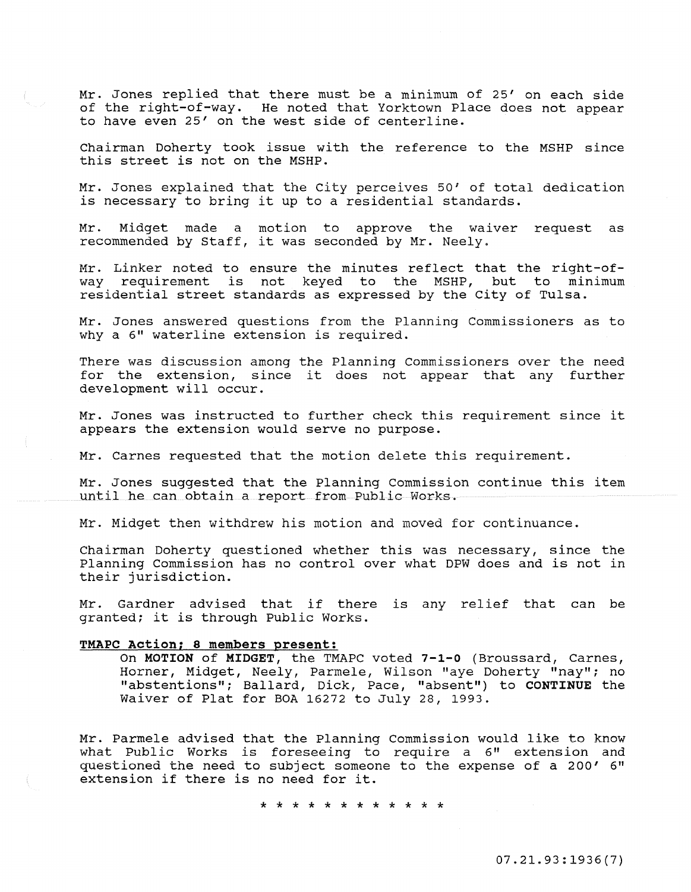Mr. Jones replied that there must be a minimum of 25' on each side of the right-of-way. He noted that Yorktown Place does not appear to have even 25' on the west side of centerline.

Chairman Doherty took issue with the reference to the MSHP since this street is not on the MSHP.

Mr. Jones explained that the City perceives 50' of total dedication is necessary to bring it up to a residential standards.

Mr. Midget made a motion to approve the waiver request as recommended by Staff, it was seconded by Mr. Neely.

Mr. Linker noted to ensure the minutes reflect that the right-of-way requirement is not keyed to the MSHP, but to minimum residential street standards as expressed by the City of Tulsa.

Mr. Jones answered questions from the Planning Commissioners as to why a 6" waterline extension is required.

There was discussion among the Planning Commissioners over the need for the extension, since it does not appear that any further development will occur.

Mr. Jones was instructed to further check this requirement since it appears the extension would serve no purpose.

Mr. Carnes requested that the motion delete this requirement.

Mr. Jones suggested that the Planning Commission continue this item until he can obtain a report from Public Works.

Mr. Midget then withdrew his motion and moved for continuance.

Chairman Doherty questioned whether this was necessary, since the Planning Commission has no control over what DPW does and is not in their jurisdiction.

Mr. Gardner advised that if there is any relief that can be granted; it is through Public Works.

**TMAPC Action; 8 members present:**

On **MOTION** of **MIDGET**, the TMAPC voted **7-1-0** (Broussard, Carnes, Horner, Midget, Neely, Parmele, Wilson "aye Doherty "nay"; no "abstentions"; Ballard, Dick, Pace, "absent") to **CONTINUE** the Waiver of Plat for BOA 16272 to July 28, 1993.

Mr. Parmele advised that the Planning Commission would like to know what Public Works is foreseeing to require a 6" extension and questioned the need to subject someone to the expense of a 200' 6" extension if there is no need for it.

\* \* \* \* \* \* \* \* \* \* \* \*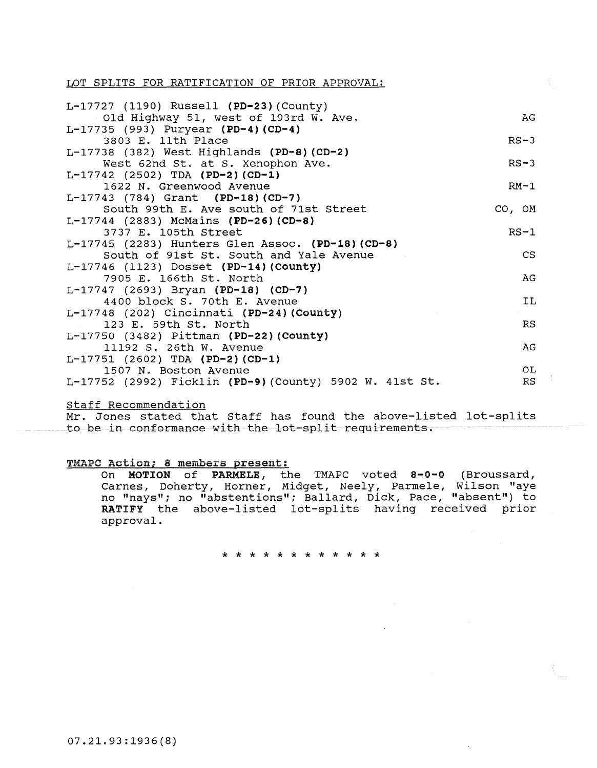LOT SPLITS FOR RATIFICATION OF PRIOR APPROVAL:

| | |
|---|---|
| L-17727 (1190) Russell **(PD-23)**(County)<br>Old Highway 51, west of 193rd W. Ave. | AG |
| L-17735 (993) Puryear **(PD-4)(CD-4)**<br>3803 E. 11th Place | RS-3 |
| L-17738 (382) West Highlands **(PD-8)(CD-2)**<br>West 62nd St. at S. Xenophon Ave. | RS-3 |
| L-17742 (2502) TDA **(PD-2)(CD-1)**<br>1622 N. Greenwood Avenue | RM-1 |
| L-17743 (784) Grant **(PD-18)(CD-7)**<br>South 99th E. Ave south of 71st Street | CO, OM |
| L-17744 (2883) McMains **(PD-26)(CD-8)**<br>3737 E. 105th Street | RS-1 |
| L-17745 (2283) Hunters Glen Assoc. **(PD-18)(CD-8)**<br>South of 91st St. South and Yale Avenue | CS |
| L-17746 (1123) Dosset **(PD-14)(County)**<br>7905 E. 166th St. North | AG |
| L-17747 (2693) Bryan **(PD-18) (CD-7)**<br>4400 block S. 70th E. Avenue | IL |
| L-17748 (202) Cincinnati **(PD-24)(County)**<br>123 E. 59th St. North | RS |
| L-17750 (3482) Pittman **(PD-22)(County)**<br>11192 S. 26th W. Avenue | AG |
| L-17751 (2602) TDA **(PD-2)(CD-1)**<br>1507 N. Boston Avenue | OL |
| L-17752 (2992) Ficklin **(PD-9)**(County) 5902 W. 41st St. | RS |

Staff Recommendation

Mr. Jones stated that Staff has found the above-listed lot-splits to be in conformance with the lot-split requirements.

**TMAPC Action; 8 members present:**

On **MOTION** of **PARMELE**, the TMAPC voted **8-0-0** (Broussard, Carnes, Doherty, Horner, Midget, Neely, Parmele, Wilson "aye no "nays"; no "abstentions"; Ballard, Dick, Pace, "absent") to **RATIFY** the above-listed lot-splits having received prior approval.

\* \* \* \* \* \* \* \* \* \* \* \* \*

07.21.93:1936(8)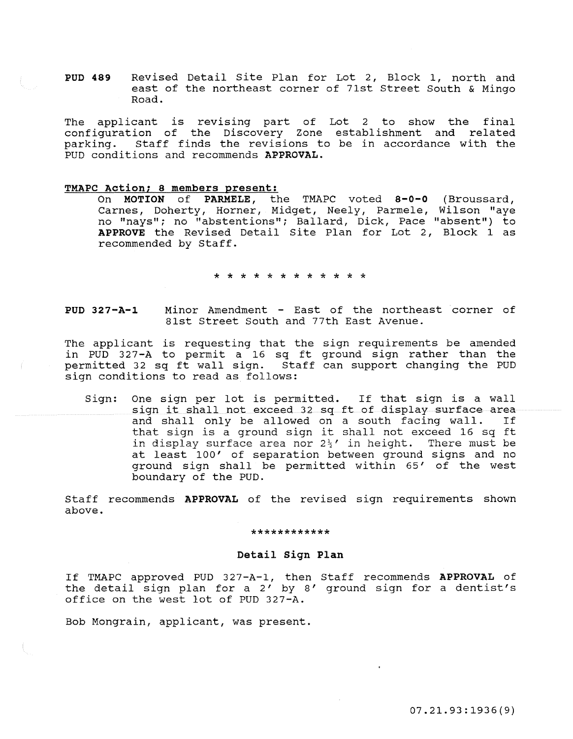**PUD 489** Revised Detail Site Plan for Lot 2, Block 1, north and east of the northeast corner of 71st Street South & Mingo Road.

The applicant is revising part of Lot 2 to show the final configuration of the Discovery Zone establishment and related parking. Staff finds the revisions to be in accordance with the PUD conditions and recommends **APPROVAL**.

**TMAPC Action; 8 members present:**

On **MOTION** of **PARMELE**, the TMAPC voted **8-0-0** (Broussard, Carnes, Doherty, Horner, Midget, Neely, Parmele, Wilson "aye no "nays"; no "abstentions"; Ballard, Dick, Pace "absent") to **APPROVE** the Revised Detail Site Plan for Lot 2, Block 1 as recommended by Staff.

\* \* \* \* \* \* \* \* \* \* \* \*

**PUD 327-A-1** Minor Amendment - East of the northeast corner of 81st Street South and 77th East Avenue.

The applicant is requesting that the sign requirements be amended in PUD 327-A to permit a 16 sq ft ground sign rather than the permitted 32 sq ft wall sign. Staff can support changing the PUD sign conditions to read as follows:

Sign: One sign per lot is permitted. If that sign is a wall sign it shall not exceed 32 sq ft of display surface area and shall only be allowed on a south facing wall. If that sign is a ground sign it shall not exceed 16 sq ft in display surface area nor 2½' in height. There must be at least 100' of separation between ground signs and no ground sign shall be permitted within 65' of the west boundary of the PUD.

Staff recommends **APPROVAL** of the revised sign requirements shown above.

\*\*\*\*\*\*\*\*\*\*\*\*

### Detail Sign Plan

If TMAPC approved PUD 327-A-1, then Staff recommends **APPROVAL** of the detail sign plan for a 2' by 8' ground sign for a dentist's office on the west lot of PUD 327-A.

Bob Mongrain, applicant, was present.

07.21.93:1936(9)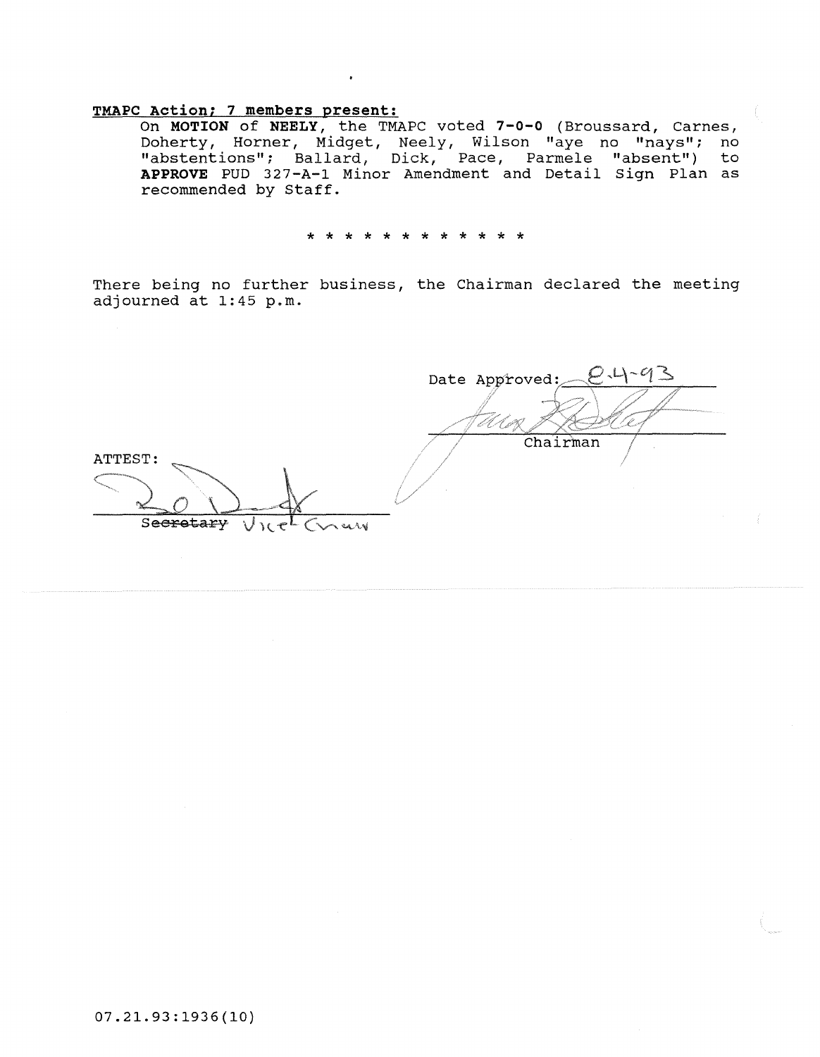**TMAPC Action; 7 members present:**

On **MOTION** of **NEELY**, the TMAPC voted **7-0-0** (Broussard, Carnes, Doherty, Horner, Midget, Neely, Wilson "aye no "nays"; no "abstentions"; Ballard, Dick, Pace, Parmele "absent") to **APPROVE** PUD 327-A-1 Minor Amendment and Detail Sign Plan as recommended by Staff.

\* \* \* \* \* \* \* \* \* \* \* \*

There being no further business, the Chairman declared the meeting adjourned at 1:45 p.m.

Date Approved: 8-4-93

Chairman

ATTEST:

~~Secretary~~ Vice Chair

07.21.93:1936(10)